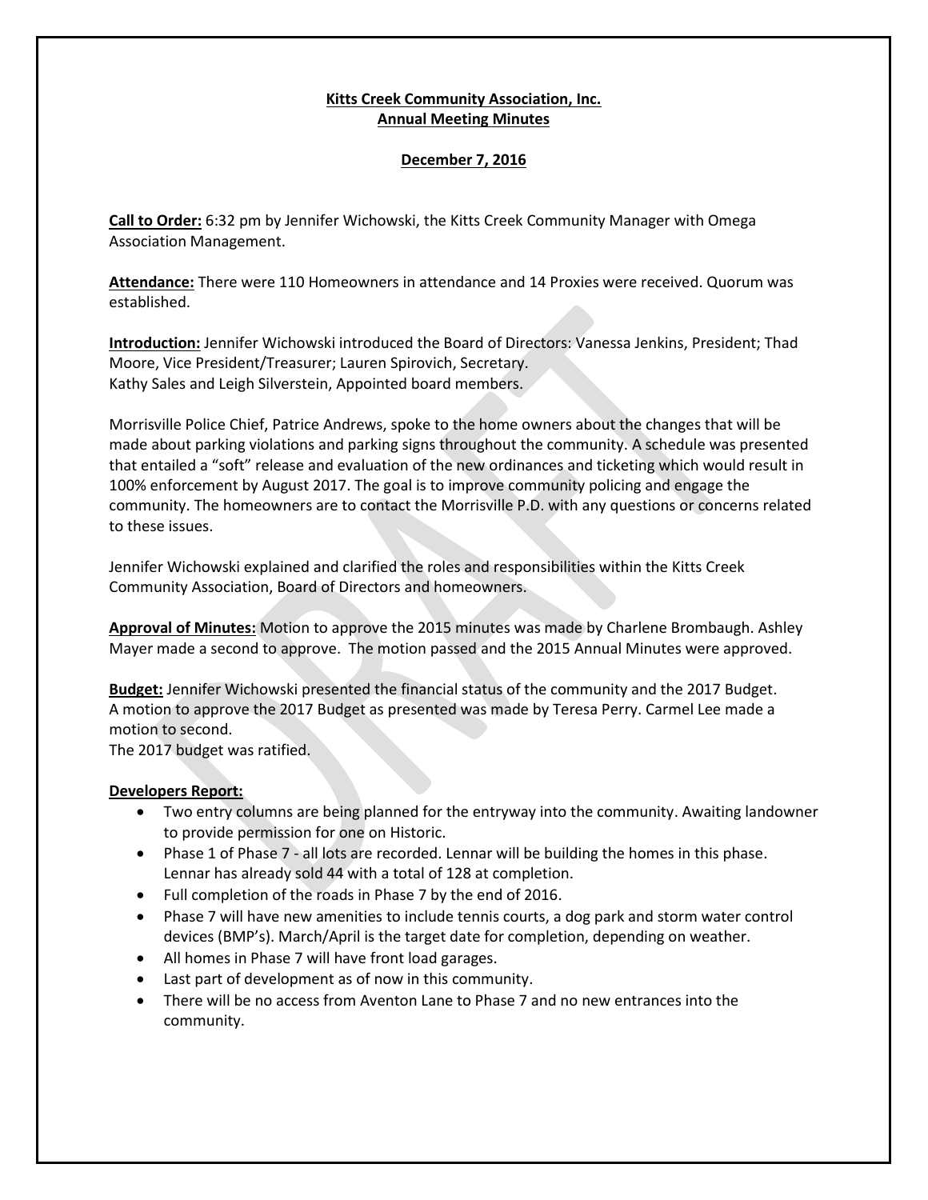# Kitts Creek Community Association, Inc.
## Annual Meeting Minutes

### December 7, 2016

**Call to Order:** 6:32 pm by Jennifer Wichowski, the Kitts Creek Community Manager with Omega Association Management.

**Attendance:** There were 110 Homeowners in attendance and 14 Proxies were received. Quorum was established.

**Introduction:** Jennifer Wichowski introduced the Board of Directors: Vanessa Jenkins, President; Thad Moore, Vice President/Treasurer; Lauren Spirovich, Secretary.
Kathy Sales and Leigh Silverstein, Appointed board members.

Morrisville Police Chief, Patrice Andrews, spoke to the home owners about the changes that will be made about parking violations and parking signs throughout the community. A schedule was presented that entailed a "soft" release and evaluation of the new ordinances and ticketing which would result in 100% enforcement by August 2017. The goal is to improve community policing and engage the community. The homeowners are to contact the Morrisville P.D. with any questions or concerns related to these issues.

Jennifer Wichowski explained and clarified the roles and responsibilities within the Kitts Creek Community Association, Board of Directors and homeowners.

**Approval of Minutes:** Motion to approve the 2015 minutes was made by Charlene Brombaugh. Ashley Mayer made a second to approve. The motion passed and the 2015 Annual Minutes were approved.

**Budget:** Jennifer Wichowski presented the financial status of the community and the 2017 Budget.
A motion to approve the 2017 Budget as presented was made by Teresa Perry. Carmel Lee made a motion to second.
The 2017 budget was ratified.

**Developers Report:**

- Two entry columns are being planned for the entryway into the community. Awaiting landowner to provide permission for one on Historic.
- Phase 1 of Phase 7 - all lots are recorded. Lennar will be building the homes in this phase. Lennar has already sold 44 with a total of 128 at completion.
- Full completion of the roads in Phase 7 by the end of 2016.
- Phase 7 will have new amenities to include tennis courts, a dog park and storm water control devices (BMP's). March/April is the target date for completion, depending on weather.
- All homes in Phase 7 will have front load garages.
- Last part of development as of now in this community.
- There will be no access from Aventon Lane to Phase 7 and no new entrances into the community.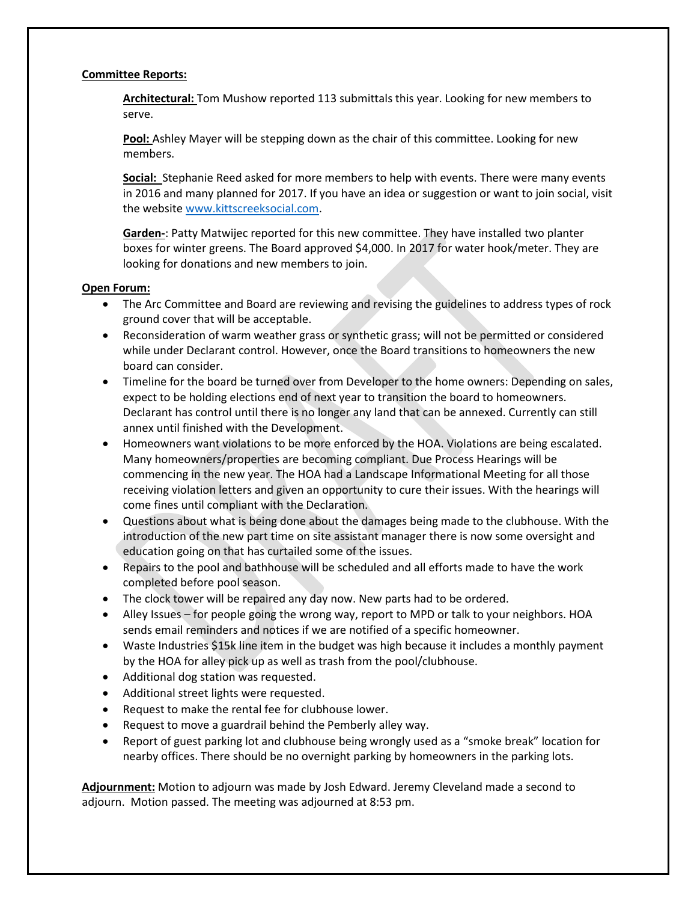**Committee Reports:**

**Architectural:** Tom Mushow reported 113 submittals this year. Looking for new members to serve.

**Pool:** Ashley Mayer will be stepping down as the chair of this committee. Looking for new members.

**Social:** Stephanie Reed asked for more members to help with events. There were many events in 2016 and many planned for 2017. If you have an idea or suggestion or want to join social, visit the website www.kittscreeksocial.com.

**Garden-**: Patty Matwijec reported for this new committee. They have installed two planter boxes for winter greens. The Board approved $4,000. In 2017 for water hook/meter. They are looking for donations and new members to join.

**Open Forum:**

- The Arc Committee and Board are reviewing and revising the guidelines to address types of rock ground cover that will be acceptable.
- Reconsideration of warm weather grass or synthetic grass; will not be permitted or considered while under Declarant control. However, once the Board transitions to homeowners the new board can consider.
- Timeline for the board be turned over from Developer to the home owners: Depending on sales, expect to be holding elections end of next year to transition the board to homeowners. Declarant has control until there is no longer any land that can be annexed. Currently can still annex until finished with the Development.
- Homeowners want violations to be more enforced by the HOA. Violations are being escalated. Many homeowners/properties are becoming compliant. Due Process Hearings will be commencing in the new year. The HOA had a Landscape Informational Meeting for all those receiving violation letters and given an opportunity to cure their issues. With the hearings will come fines until compliant with the Declaration.
- Questions about what is being done about the damages being made to the clubhouse. With the introduction of the new part time on site assistant manager there is now some oversight and education going on that has curtailed some of the issues.
- Repairs to the pool and bathhouse will be scheduled and all efforts made to have the work completed before pool season.
- The clock tower will be repaired any day now. New parts had to be ordered.
- Alley Issues – for people going the wrong way, report to MPD or talk to your neighbors. HOA sends email reminders and notices if we are notified of a specific homeowner.
- Waste Industries $15k line item in the budget was high because it includes a monthly payment by the HOA for alley pick up as well as trash from the pool/clubhouse.
- Additional dog station was requested.
- Additional street lights were requested.
- Request to make the rental fee for clubhouse lower.
- Request to move a guardrail behind the Pemberly alley way.
- Report of guest parking lot and clubhouse being wrongly used as a "smoke break" location for nearby offices. There should be no overnight parking by homeowners in the parking lots.

**Adjournment:** Motion to adjourn was made by Josh Edward. Jeremy Cleveland made a second to adjourn. Motion passed. The meeting was adjourned at 8:53 pm.